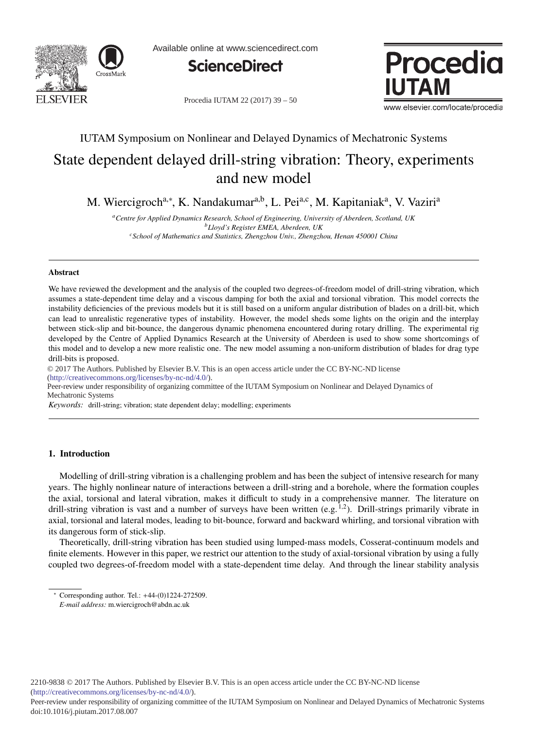IUTAM Symposium on Nonlinear and Delayed Dynamics of Mechatronic Systems

# State dependent delayed drill-string vibration: Theory, experiments and new model

M. Wiercigroch[a,*], K. Nandakumar[a,b], L. Pei[a,c], M. Kapitaniak[a], V. Vaziri[a]

[a] Centre for Applied Dynamics Research, School of Engineering, University of Aberdeen, Scotland, UK
[b] Lloyd's Register EMEA, Aberdeen, UK
[c] School of Mathematics and Statistics, Zhengzhou Univ., Zhengzhou, Henan 450001 China

## Abstract

We have reviewed the development and the analysis of the coupled two degrees-of-freedom model of drill-string vibration, which assumes a state-dependent time delay and a viscous damping for both the axial and torsional vibration. This model corrects the instability deficiencies of the previous models but it is still based on a uniform angular distribution of blades on a drill-bit, which can lead to unrealistic regenerative types of instability. However, the model sheds some lights on the origin and the interplay between stick-slip and bit-bounce, the dangerous dynamic phenomena encountered during rotary drilling. The experimental rig developed by the Centre of Applied Dynamics Research at the University of Aberdeen is used to show some shortcomings of this model and to develop a new more realistic one. The new model assuming a non-uniform distribution of blades for drag type drill-bits is proposed.

© 2017 The Authors. Published by Elsevier B.V. This is an open access article under the CC BY-NC-ND license (http://creativecommons.org/licenses/by-nc-nd/4.0/).
Peer-review under responsibility of organizing committee of the IUTAM Symposium on Nonlinear and Delayed Dynamics of Mechatronic Systems

*Keywords:* drill-string; vibration; state dependent delay; modelling; experiments

## 1. Introduction

Modelling of drill-string vibration is a challenging problem and has been the subject of intensive research for many years. The highly nonlinear nature of interactions between a drill-string and a borehole, where the formation couples the axial, torsional and lateral vibration, makes it difficult to study in a comprehensive manner. The literature on drill-string vibration is vast and a number of surveys have been written (e.g. [1,2]). Drill-strings primarily vibrate in axial, torsional and lateral modes, leading to bit-bounce, forward and backward whirling, and torsional vibration with its dangerous form of stick-slip.

Theoretically, drill-string vibration has been studied using lumped-mass models, Cosserat-continuum models and finite elements. However in this paper, we restrict our attention to the study of axial-torsional vibration by using a fully coupled two degrees-of-freedom model with a state-dependent time delay. And through the linear stability analysis

* Corresponding author. Tel.: +44-(0)1224-272509.
*E-mail address:* m.wiercigroch@abdn.ac.uk

2210-9838 © 2017 The Authors. Published by Elsevier B.V. This is an open access article under the CC BY-NC-ND license (http://creativecommons.org/licenses/by-nc-nd/4.0/).
Peer-review under responsibility of organizing committee of the IUTAM Symposium on Nonlinear and Delayed Dynamics of Mechatronic Systems
doi:10.1016/j.piutam.2017.08.007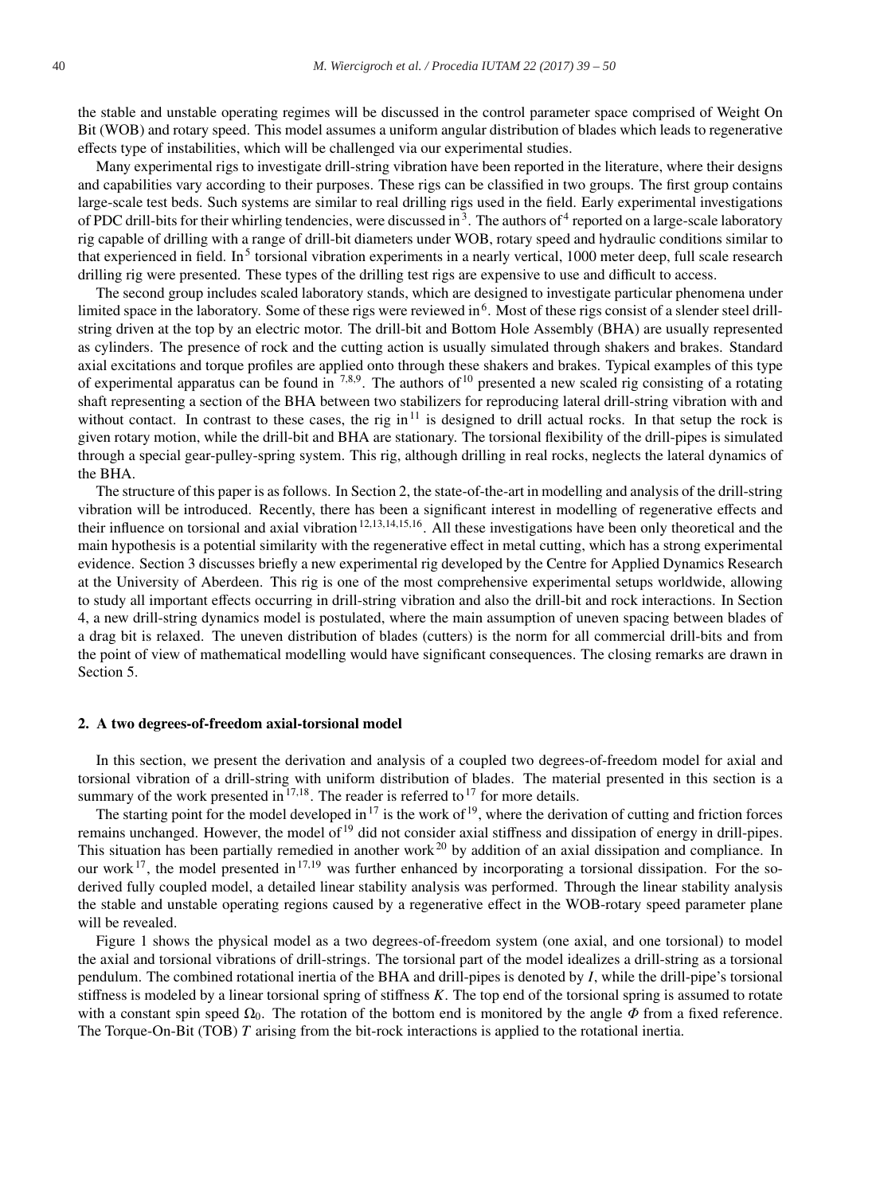the stable and unstable operating regimes will be discussed in the control parameter space comprised of Weight On Bit (WOB) and rotary speed. This model assumes a uniform angular distribution of blades which leads to regenerative effects type of instabilities, which will be challenged via our experimental studies.

Many experimental rigs to investigate drill-string vibration have been reported in the literature, where their designs and capabilities vary according to their purposes. These rigs can be classified in two groups. The first group contains large-scale test beds. Such systems are similar to real drilling rigs used in the field. Early experimental investigations of PDC drill-bits for their whirling tendencies, were discussed in [3]. The authors of [4] reported on a large-scale laboratory rig capable of drilling with a range of drill-bit diameters under WOB, rotary speed and hydraulic conditions similar to that experienced in field. In [5] torsional vibration experiments in a nearly vertical, 1000 meter deep, full scale research drilling rig were presented. These types of the drilling test rigs are expensive to use and difficult to access.

The second group includes scaled laboratory stands, which are designed to investigate particular phenomena under limited space in the laboratory. Some of these rigs were reviewed in [6]. Most of these rigs consist of a slender steel drill-string driven at the top by an electric motor. The drill-bit and Bottom Hole Assembly (BHA) are usually represented as cylinders. The presence of rock and the cutting action is usually simulated through shakers and brakes. Standard axial excitations and torque profiles are applied onto through these shakers and brakes. Typical examples of this type of experimental apparatus can be found in [7,8,9]. The authors of [10] presented a new scaled rig consisting of a rotating shaft representing a section of the BHA between two stabilizers for reproducing lateral drill-string vibration with and without contact. In contrast to these cases, the rig in [11] is designed to drill actual rocks. In that setup the rock is given rotary motion, while the drill-bit and BHA are stationary. The torsional flexibility of the drill-pipes is simulated through a special gear-pulley-spring system. This rig, although drilling in real rocks, neglects the lateral dynamics of the BHA.

The structure of this paper is as follows. In Section 2, the state-of-the-art in modelling and analysis of the drill-string vibration will be introduced. Recently, there has been a significant interest in modelling of regenerative effects and their influence on torsional and axial vibration [12,13,14,15,16]. All these investigations have been only theoretical and the main hypothesis is a potential similarity with the regenerative effect in metal cutting, which has a strong experimental evidence. Section 3 discusses briefly a new experimental rig developed by the Centre for Applied Dynamics Research at the University of Aberdeen. This rig is one of the most comprehensive experimental setups worldwide, allowing to study all important effects occurring in drill-string vibration and also the drill-bit and rock interactions. In Section 4, a new drill-string dynamics model is postulated, where the main assumption of uneven spacing between blades of a drag bit is relaxed. The uneven distribution of blades (cutters) is the norm for all commercial drill-bits and from the point of view of mathematical modelling would have significant consequences. The closing remarks are drawn in Section 5.

## 2. A two degrees-of-freedom axial-torsional model

In this section, we present the derivation and analysis of a coupled two degrees-of-freedom model for axial and torsional vibration of a drill-string with uniform distribution of blades. The material presented in this section is a summary of the work presented in [17,18]. The reader is referred to [17] for more details.

The starting point for the model developed in [17] is the work of [19], where the derivation of cutting and friction forces remains unchanged. However, the model of [19] did not consider axial stiffness and dissipation of energy in drill-pipes. This situation has been partially remedied in another work [20] by addition of an axial dissipation and compliance. In our work [17], the model presented in [17,19] was further enhanced by incorporating a torsional dissipation. For the so-derived fully coupled model, a detailed linear stability analysis was performed. Through the linear stability analysis the stable and unstable operating regions caused by a regenerative effect in the WOB-rotary speed parameter plane will be revealed.

Figure 1 shows the physical model as a two degrees-of-freedom system (one axial, and one torsional) to model the axial and torsional vibrations of drill-strings. The torsional part of the model idealizes a drill-string as a torsional pendulum. The combined rotational inertia of the BHA and drill-pipes is denoted by $I$, while the drill-pipe's torsional stiffness is modeled by a linear torsional spring of stiffness $K$. The top end of the torsional spring is assumed to rotate with a constant spin speed $\Omega_0$. The rotation of the bottom end is monitored by the angle $\Phi$ from a fixed reference. The Torque-On-Bit (TOB) $T$ arising from the bit-rock interactions is applied to the rotational inertia.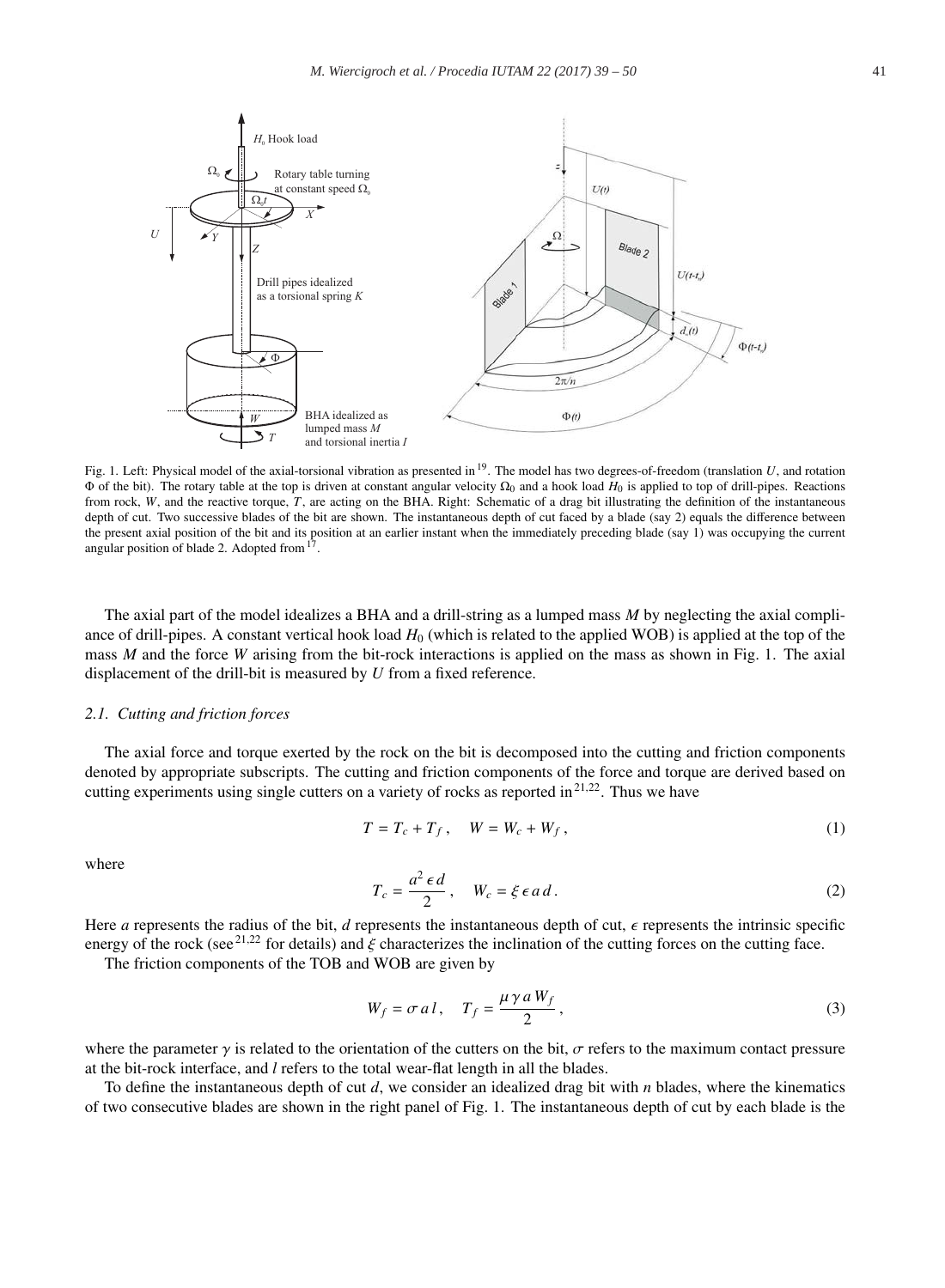Fig. 1. Left: Physical model of the axial-torsional vibration as presented in [19]. The model has two degrees-of-freedom (translation $U$, and rotation $\Phi$ of the bit). The rotary table at the top is driven at constant angular velocity $\Omega_0$ and a hook load $H_0$ is applied to top of drill-pipes. Reactions from rock, $W$, and the reactive torque, $T$, are acting on the BHA. Right: Schematic of a drag bit illustrating the definition of the instantaneous depth of cut. Two successive blades of the bit are shown. The instantaneous depth of cut faced by a blade (say 2) equals the difference between the present axial position of the bit and its position at an earlier instant when the immediately preceding blade (say 1) was occupying the current angular position of blade 2. Adopted from [17].

The axial part of the model idealizes a BHA and a drill-string as a lumped mass $M$ by neglecting the axial compliance of drill-pipes. A constant vertical hook load $H_0$ (which is related to the applied WOB) is applied at the top of the mass $M$ and the force $W$ arising from the bit-rock interactions is applied on the mass as shown in Fig. 1. The axial displacement of the drill-bit is measured by $U$ from a fixed reference.

### 2.1. Cutting and friction forces

The axial force and torque exerted by the rock on the bit is decomposed into the cutting and friction components denoted by appropriate subscripts. The cutting and friction components of the force and torque are derived based on cutting experiments using single cutters on a variety of rocks as reported in [21,22]. Thus we have

$$T = T_c + T_f\,, \quad W = W_c + W_f\,, \tag{1}$$

where

$$T_c = \frac{a^2\,\epsilon\,d}{2}\,, \quad W_c = \xi\,\epsilon\,a\,d\,. \tag{2}$$

Here $a$ represents the radius of the bit, $d$ represents the instantaneous depth of cut, $\epsilon$ represents the intrinsic specific energy of the rock (see [21,22] for details) and $\xi$ characterizes the inclination of the cutting forces on the cutting face.

The friction components of the TOB and WOB are given by

$$W_f = \sigma\,a\,l\,, \quad T_f = \frac{\mu\,\gamma\,a\,W_f}{2}\,, \tag{3}$$

where the parameter $\gamma$ is related to the orientation of the cutters on the bit, $\sigma$ refers to the maximum contact pressure at the bit-rock interface, and $l$ refers to the total wear-flat length in all the blades.

To define the instantaneous depth of cut $d$, we consider an idealized drag bit with $n$ blades, where the kinematics of two consecutive blades are shown in the right panel of Fig. 1. The instantaneous depth of cut by each blade is the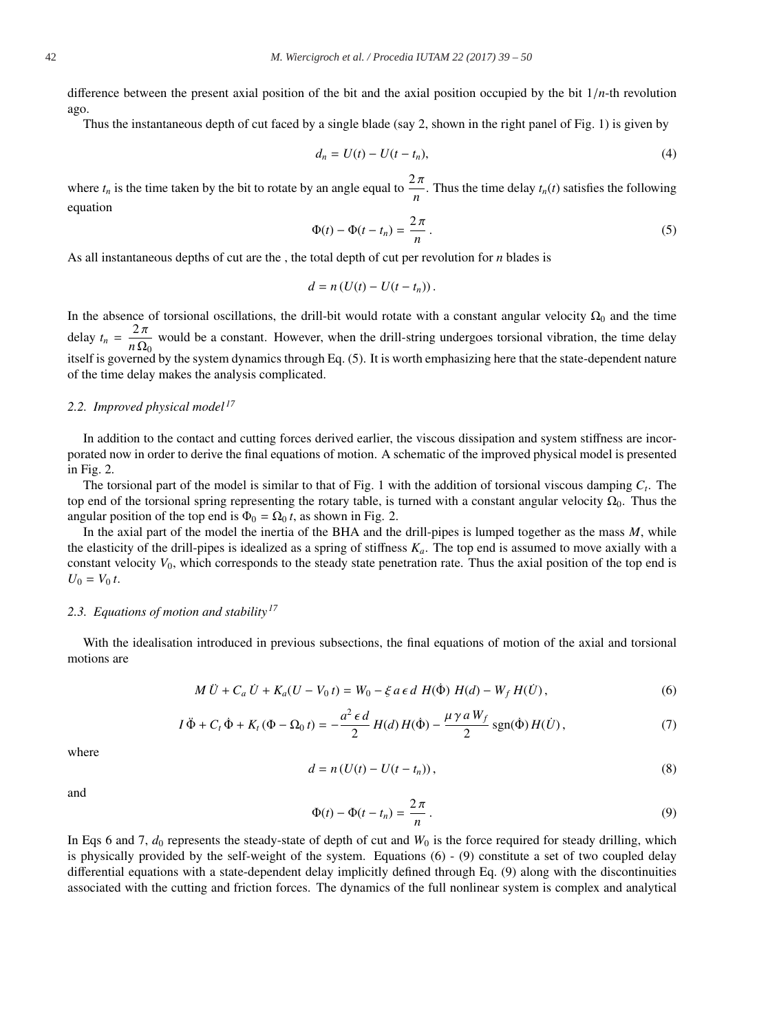difference between the present axial position of the bit and the axial position occupied by the bit $1/n$-th revolution ago.

Thus the instantaneous depth of cut faced by a single blade (say 2, shown in the right panel of Fig. 1) is given by

$$d_n = U(t) - U(t - t_n), \tag{4}$$

where $t_n$ is the time taken by the bit to rotate by an angle equal to $\frac{2\pi}{n}$. Thus the time delay $t_n(t)$ satisfies the following equation

$$\Phi(t) - \Phi(t - t_n) = \frac{2\pi}{n}. \tag{5}$$

As all instantaneous depths of cut are the , the total depth of cut per revolution for $n$ blades is

$$d = n\,(U(t) - U(t - t_n)).$$

In the absence of torsional oscillations, the drill-bit would rotate with a constant angular velocity $\Omega_0$ and the time delay $t_n = \frac{2\pi}{n\,\Omega_0}$ would be a constant. However, when the drill-string undergoes torsional vibration, the time delay itself is governed by the system dynamics through Eq. (5). It is worth emphasizing here that the state-dependent nature of the time delay makes the analysis complicated.

### 2.2. Improved physical model[17]

In addition to the contact and cutting forces derived earlier, the viscous dissipation and system stiffness are incorporated now in order to derive the final equations of motion. A schematic of the improved physical model is presented in Fig. 2.

The torsional part of the model is similar to that of Fig. 1 with the addition of torsional viscous damping $C_t$. The top end of the torsional spring representing the rotary table, is turned with a constant angular velocity $\Omega_0$. Thus the angular position of the top end is $\Phi_0 = \Omega_0\, t$, as shown in Fig. 2.

In the axial part of the model the inertia of the BHA and the drill-pipes is lumped together as the mass $M$, while the elasticity of the drill-pipes is idealized as a spring of stiffness $K_a$. The top end is assumed to move axially with a constant velocity $V_0$, which corresponds to the steady state penetration rate. Thus the axial position of the top end is $U_0 = V_0\, t$.

### 2.3. Equations of motion and stability[17]

With the idealisation introduced in previous subsections, the final equations of motion of the axial and torsional motions are

$$M\,\ddot{U} + C_a\,\dot{U} + K_a(U - V_0\,t) = W_0 - \xi\, a\, \epsilon\, d\; H(\dot{\Phi})\; H(d) - W_f\; H(\dot{U}), \tag{6}$$

$$I\,\ddot{\Phi} + C_t\,\dot{\Phi} + K_t\,(\Phi - \Omega_0\,t) = -\frac{a^2\,\epsilon\, d}{2}\, H(d)\, H(\dot{\Phi}) - \frac{\mu\,\gamma\, a\, W_f}{2}\, \mathrm{sgn}(\dot{\Phi})\, H(\dot{U}), \tag{7}$$

where

$$d = n\,(U(t) - U(t - t_n)), \tag{8}$$

and

$$\Phi(t) - \Phi(t - t_n) = \frac{2\pi}{n}. \tag{9}$$

In Eqs 6 and 7, $d_0$ represents the steady-state of depth of cut and $W_0$ is the force required for steady drilling, which is physically provided by the self-weight of the system. Equations (6) - (9) constitute a set of two coupled delay differential equations with a state-dependent delay implicitly defined through Eq. (9) along with the discontinuities associated with the cutting and friction forces. The dynamics of the full nonlinear system is complex and analytical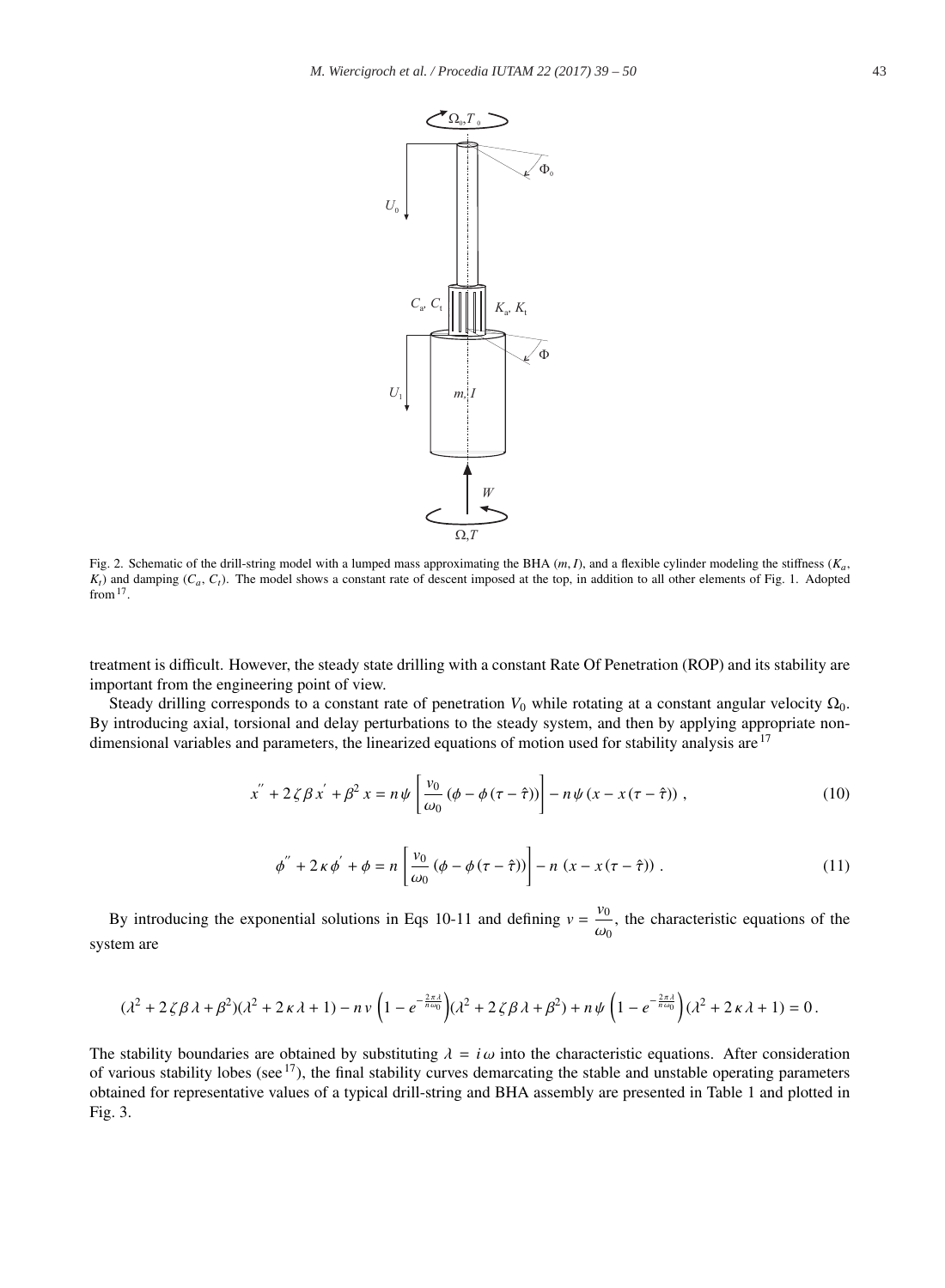Fig. 2. Schematic of the drill-string model with a lumped mass approximating the BHA $(m, I)$, and a flexible cylinder modeling the stiffness $(K_a, K_t)$ and damping $(C_a, C_t)$. The model shows a constant rate of descent imposed at the top, in addition to all other elements of Fig. 1. Adopted from[17].

treatment is difficult. However, the steady state drilling with a constant Rate Of Penetration (ROP) and its stability are important from the engineering point of view.

Steady drilling corresponds to a constant rate of penetration $V_0$ while rotating at a constant angular velocity $\Omega_0$. By introducing axial, torsional and delay perturbations to the steady system, and then by applying appropriate non-dimensional variables and parameters, the linearized equations of motion used for stability analysis are[17]

$$x'' + 2\zeta\beta x' + \beta^2 x = n\psi\left[\frac{v_0}{\omega_0}\left(\phi - \phi(\tau - \hat{\tau})\right)\right] - n\psi\left(x - x(\tau - \hat{\tau})\right), \tag{10}$$

$$\phi'' + 2\kappa\phi' + \phi = n\left[\frac{v_0}{\omega_0}\left(\phi - \phi(\tau - \hat{\tau})\right)\right] - n\left(x - x(\tau - \hat{\tau})\right). \tag{11}$$

By introducing the exponential solutions in Eqs 10-11 and defining $v = \dfrac{v_0}{\omega_0}$, the characteristic equations of the system are

$$(\lambda^2 + 2\zeta\beta\lambda + \beta^2)(\lambda^2 + 2\kappa\lambda + 1) - n v\left(1 - e^{-\frac{2\pi\lambda}{n\omega_0}}\right)(\lambda^2 + 2\zeta\beta\lambda + \beta^2) + n\psi\left(1 - e^{-\frac{2\pi\lambda}{n\omega_0}}\right)(\lambda^2 + 2\kappa\lambda + 1) = 0.$$

The stability boundaries are obtained by substituting $\lambda = i\omega$ into the characteristic equations. After consideration of various stability lobes (see[17]), the final stability curves demarcating the stable and unstable operating parameters obtained for representative values of a typical drill-string and BHA assembly are presented in Table 1 and plotted in Fig. 3.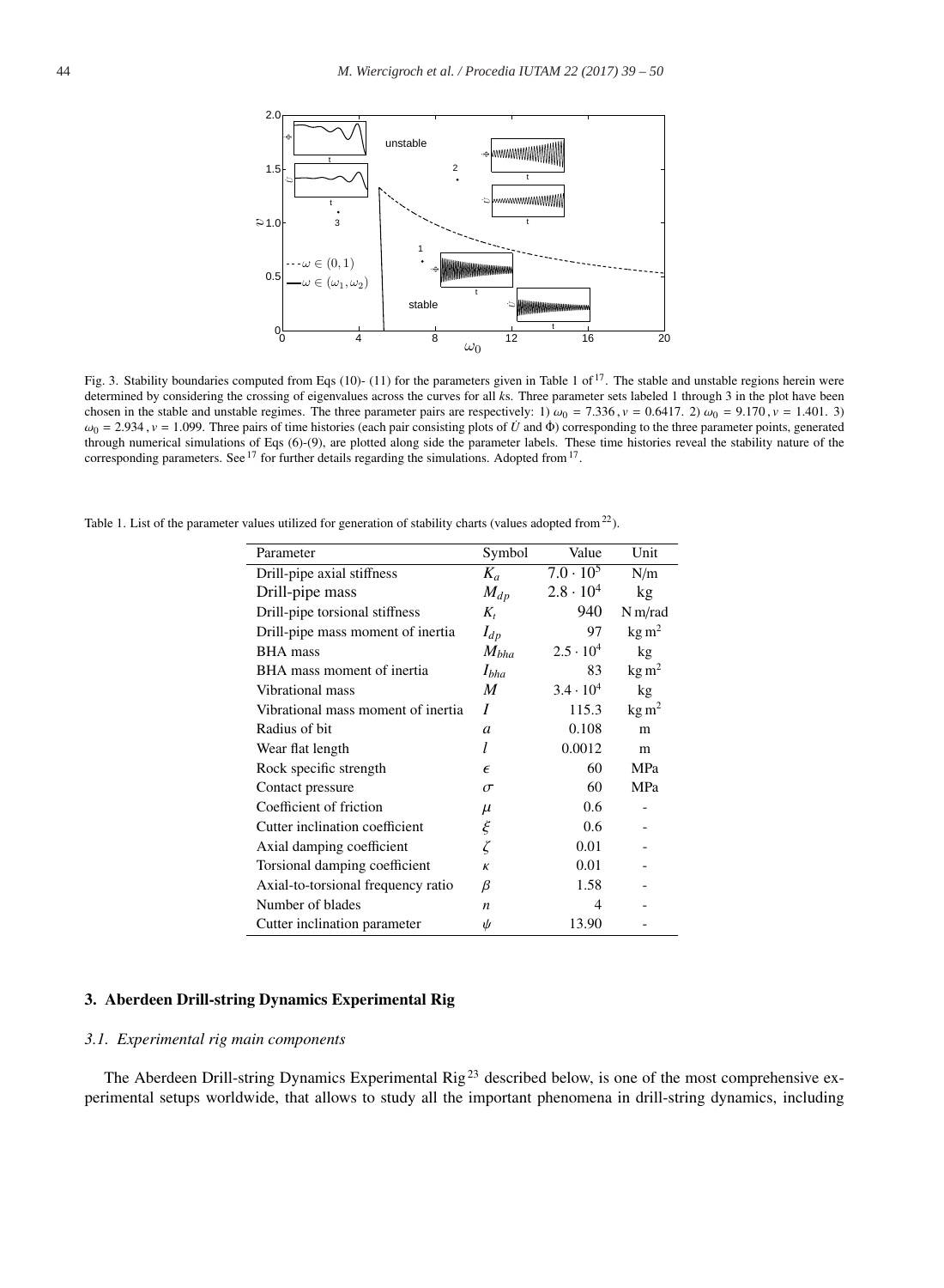Fig. 3. Stability boundaries computed from Eqs (10)- (11) for the parameters given in Table 1 of [17]. The stable and unstable regions herein were determined by considering the crossing of eigenvalues across the curves for all $k$s. Three parameter sets labeled 1 through 3 in the plot have been chosen in the stable and unstable regimes. The three parameter pairs are respectively: 1) $\omega_0 = 7.336$, $v = 0.6417$. 2) $\omega_0 = 9.170$, $v = 1.401$. 3) $\omega_0 = 2.934$, $v = 1.099$. Three pairs of time histories (each pair consisting plots of $U$ and $\Phi$) corresponding to the three parameter points, generated through numerical simulations of Eqs (6)-(9), are plotted along side the parameter labels. These time histories reveal the stability nature of the corresponding parameters. See [17] for further details regarding the simulations. Adopted from [17].

Table 1. List of the parameter values utilized for generation of stability charts (values adopted from [22]).

| Parameter | Symbol | Value | Unit |
|---|---|---|---|
| Drill-pipe axial stiffness | $K_a$ | $7.0 \cdot 10^5$ | N/m |
| Drill-pipe mass | $M_{dp}$ | $2.8 \cdot 10^4$ | kg |
| Drill-pipe torsional stiffness | $K_t$ | 940 | N m/rad |
| Drill-pipe mass moment of inertia | $I_{dp}$ | 97 | $\mathrm{kg\,m^2}$ |
| BHA mass | $M_{bha}$ | $2.5 \cdot 10^4$ | kg |
| BHA mass moment of inertia | $I_{bha}$ | 83 | $\mathrm{kg\,m^2}$ |
| Vibrational mass | $M$ | $3.4 \cdot 10^4$ | kg |
| Vibrational mass moment of inertia | $I$ | 115.3 | $\mathrm{kg\,m^2}$ |
| Radius of bit | $a$ | 0.108 | m |
| Wear flat length | $l$ | 0.0012 | m |
| Rock specific strength | $\epsilon$ | 60 | MPa |
| Contact pressure | $\sigma$ | 60 | MPa |
| Coefficient of friction | $\mu$ | 0.6 | - |
| Cutter inclination coefficient | $\xi$ | 0.6 | - |
| Axial damping coefficient | $\zeta$ | 0.01 | - |
| Torsional damping coefficient | $\kappa$ | 0.01 | - |
| Axial-to-torsional frequency ratio | $\beta$ | 1.58 | - |
| Number of blades | $n$ | 4 | - |
| Cutter inclination parameter | $\psi$ | 13.90 | - |

## 3. Aberdeen Drill-string Dynamics Experimental Rig

### 3.1. Experimental rig main components

The Aberdeen Drill-string Dynamics Experimental Rig [23] described below, is one of the most comprehensive experimental setups worldwide, that allows to study all the important phenomena in drill-string dynamics, including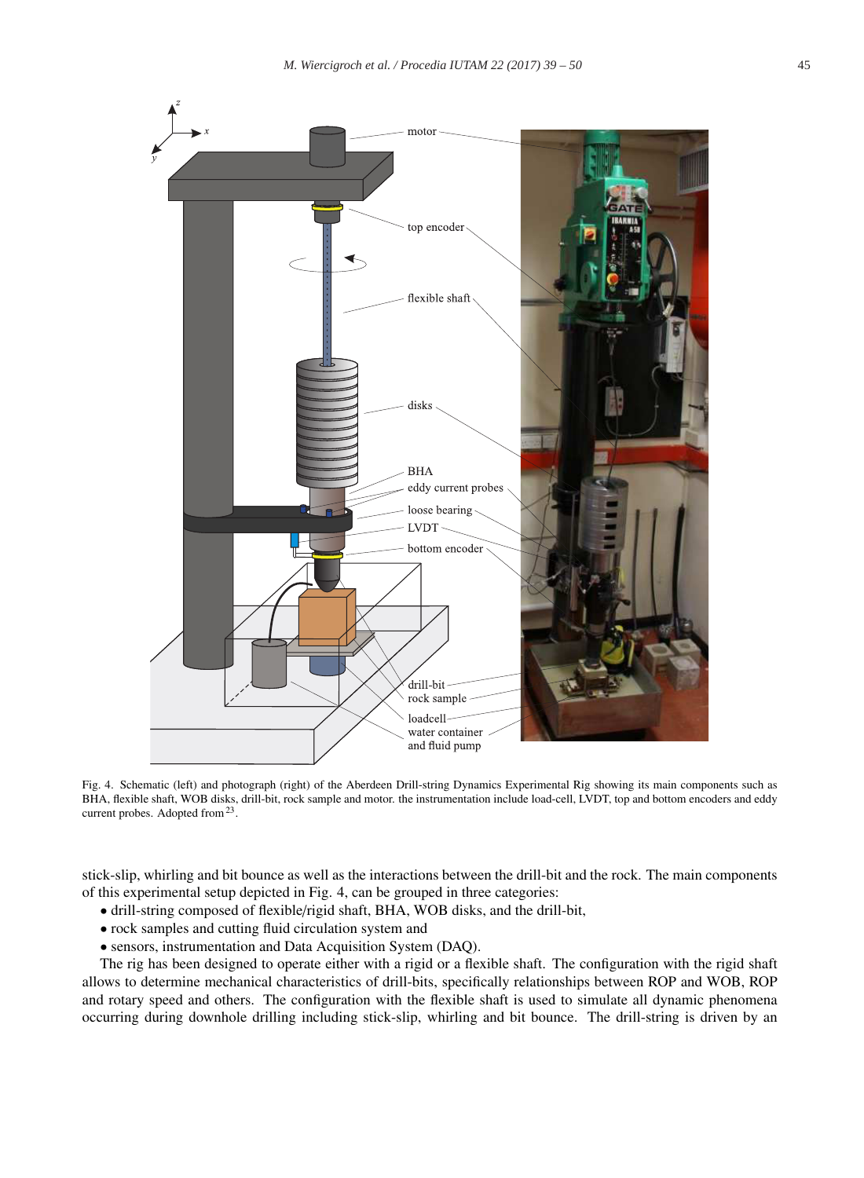Fig. 4. Schematic (left) and photograph (right) of the Aberdeen Drill-string Dynamics Experimental Rig showing its main components such as BHA, flexible shaft, WOB disks, drill-bit, rock sample and motor. the instrumentation include load-cell, LVDT, top and bottom encoders and eddy current probes. Adopted from [23].

stick-slip, whirling and bit bounce as well as the interactions between the drill-bit and the rock. The main components of this experimental setup depicted in Fig. 4, can be grouped in three categories:

- drill-string composed of flexible/rigid shaft, BHA, WOB disks, and the drill-bit,
- rock samples and cutting fluid circulation system and
- sensors, instrumentation and Data Acquisition System (DAQ).

The rig has been designed to operate either with a rigid or a flexible shaft. The configuration with the rigid shaft allows to determine mechanical characteristics of drill-bits, specifically relationships between ROP and WOB, ROP and rotary speed and others. The configuration with the flexible shaft is used to simulate all dynamic phenomena occurring during downhole drilling including stick-slip, whirling and bit bounce. The drill-string is driven by an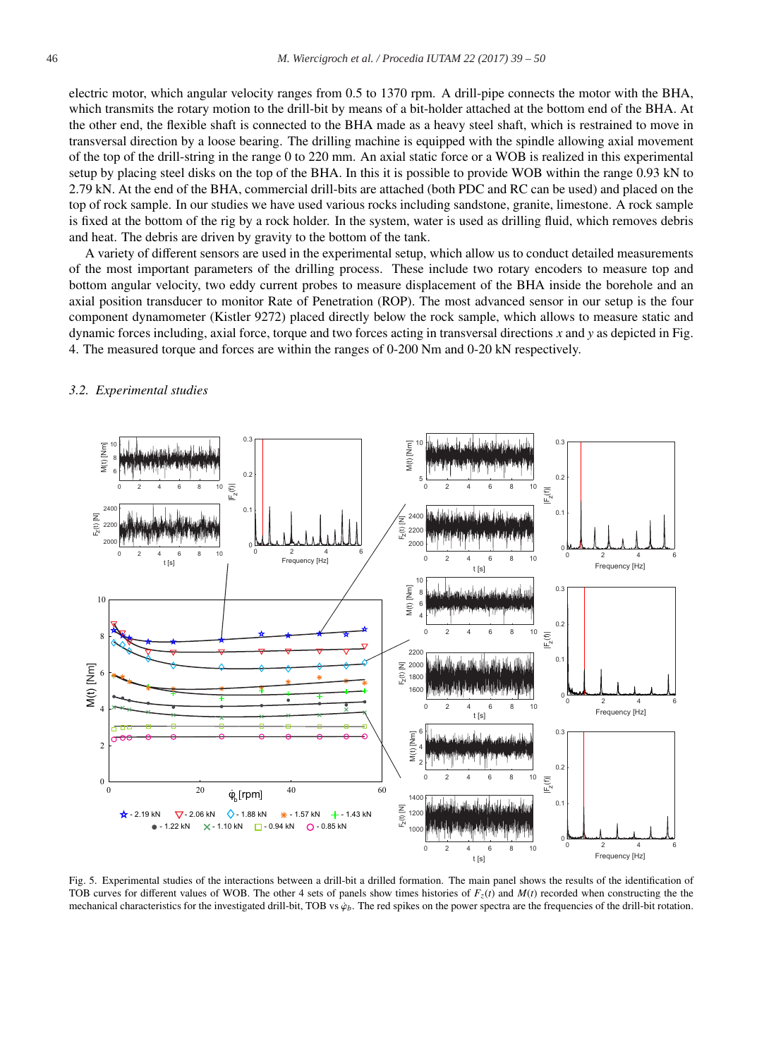electric motor, which angular velocity ranges from 0.5 to 1370 rpm. A drill-pipe connects the motor with the BHA, which transmits the rotary motion to the drill-bit by means of a bit-holder attached at the bottom end of the BHA. At the other end, the flexible shaft is connected to the BHA made as a heavy steel shaft, which is restrained to move in transversal direction by a loose bearing. The drilling machine is equipped with the spindle allowing axial movement of the top of the drill-string in the range 0 to 220 mm. An axial static force or a WOB is realized in this experimental setup by placing steel disks on the top of the BHA. In this it is possible to provide WOB within the range 0.93 kN to 2.79 kN. At the end of the BHA, commercial drill-bits are attached (both PDC and RC can be used) and placed on the top of rock sample. In our studies we have used various rocks including sandstone, granite, limestone. A rock sample is fixed at the bottom of the rig by a rock holder. In the system, water is used as drilling fluid, which removes debris and heat. The debris are driven by gravity to the bottom of the tank.

A variety of different sensors are used in the experimental setup, which allow us to conduct detailed measurements of the most important parameters of the drilling process. These include two rotary encoders to measure top and bottom angular velocity, two eddy current probes to measure displacement of the BHA inside the borehole and an axial position transducer to monitor Rate of Penetration (ROP). The most advanced sensor in our setup is the four component dynamometer (Kistler 9272) placed directly below the rock sample, which allows to measure static and dynamic forces including, axial force, torque and two forces acting in transversal directions $x$ and $y$ as depicted in Fig. 4. The measured torque and forces are within the ranges of 0-200 Nm and 0-20 kN respectively.

### 3.2. Experimental studies

Fig. 5. Experimental studies of the interactions between a drill-bit a drilled formation. The main panel shows the results of the identification of TOB curves for different values of WOB. The other 4 sets of panels show times histories of $F_z(t)$ and $M(t)$ recorded when constructing the the mechanical characteristics for the investigated drill-bit, TOB vs $\dot{\varphi}_b$. The red spikes on the power spectra are the frequencies of the drill-bit rotation.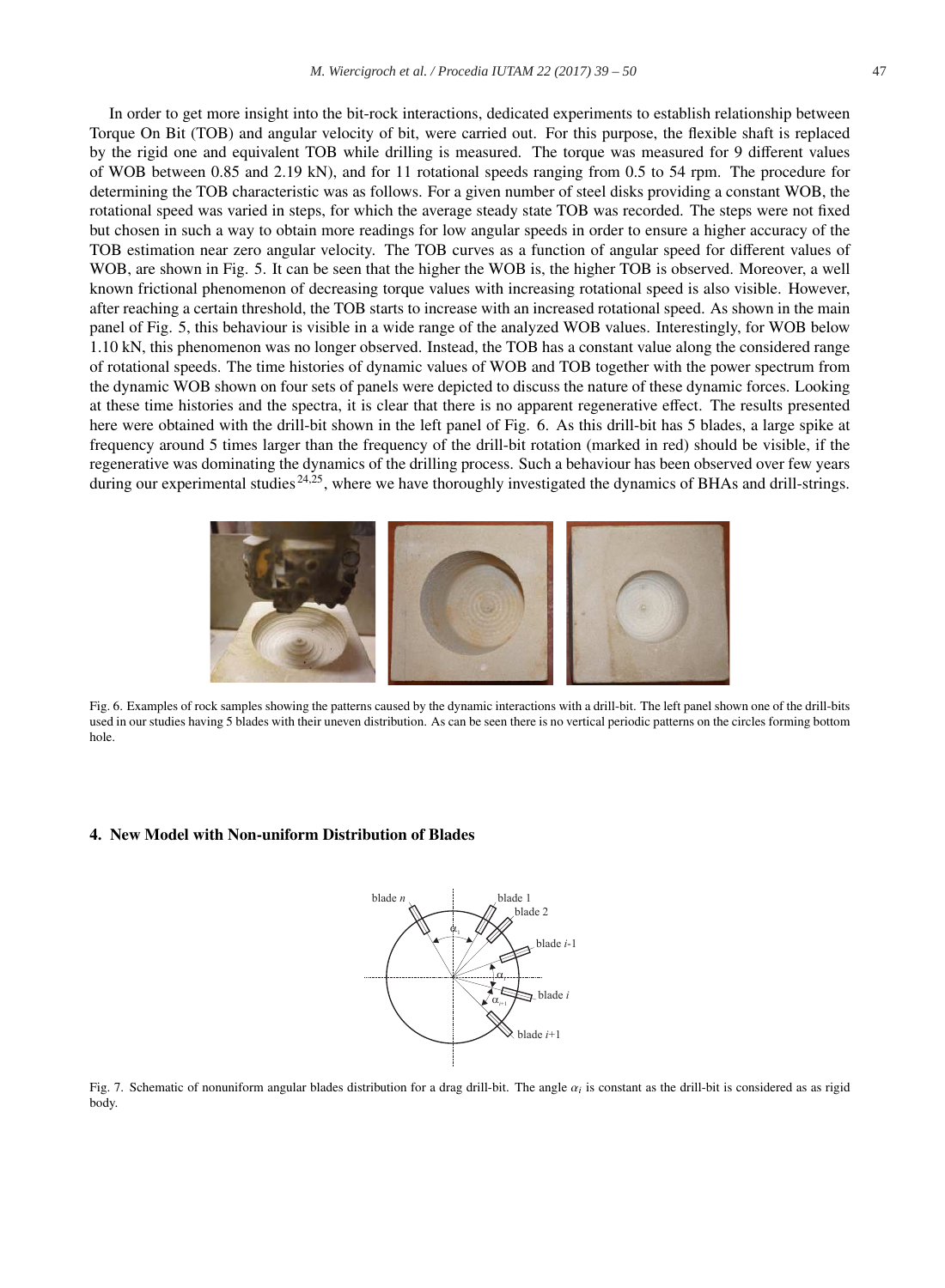In order to get more insight into the bit-rock interactions, dedicated experiments to establish relationship between Torque On Bit (TOB) and angular velocity of bit, were carried out. For this purpose, the flexible shaft is replaced by the rigid one and equivalent TOB while drilling is measured. The torque was measured for 9 different values of WOB between 0.85 and 2.19 kN), and for 11 rotational speeds ranging from 0.5 to 54 rpm. The procedure for determining the TOB characteristic was as follows. For a given number of steel disks providing a constant WOB, the rotational speed was varied in steps, for which the average steady state TOB was recorded. The steps were not fixed but chosen in such a way to obtain more readings for low angular speeds in order to ensure a higher accuracy of the TOB estimation near zero angular velocity. The TOB curves as a function of angular speed for different values of WOB, are shown in Fig. 5. It can be seen that the higher the WOB is, the higher TOB is observed. Moreover, a well known frictional phenomenon of decreasing torque values with increasing rotational speed is also visible. However, after reaching a certain threshold, the TOB starts to increase with an increased rotational speed. As shown in the main panel of Fig. 5, this behaviour is visible in a wide range of the analyzed WOB values. Interestingly, for WOB below 1.10 kN, this phenomenon was no longer observed. Instead, the TOB has a constant value along the considered range of rotational speeds. The time histories of dynamic values of WOB and TOB together with the power spectrum from the dynamic WOB shown on four sets of panels were depicted to discuss the nature of these dynamic forces. Looking at these time histories and the spectra, it is clear that there is no apparent regenerative effect. The results presented here were obtained with the drill-bit shown in the left panel of Fig. 6. As this drill-bit has 5 blades, a large spike at frequency around 5 times larger than the frequency of the drill-bit rotation (marked in red) should be visible, if the regenerative was dominating the dynamics of the drilling process. Such a behaviour has been observed over few years during our experimental studies [24,25], where we have thoroughly investigated the dynamics of BHAs and drill-strings.

Fig. 6. Examples of rock samples showing the patterns caused by the dynamic interactions with a drill-bit. The left panel shown one of the drill-bits used in our studies having 5 blades with their uneven distribution. As can be seen there is no vertical periodic patterns on the circles forming bottom hole.

## 4. New Model with Non-uniform Distribution of Blades

Fig. 7. Schematic of nonuniform angular blades distribution for a drag drill-bit. The angle $\alpha_i$ is constant as the drill-bit is considered as as rigid body.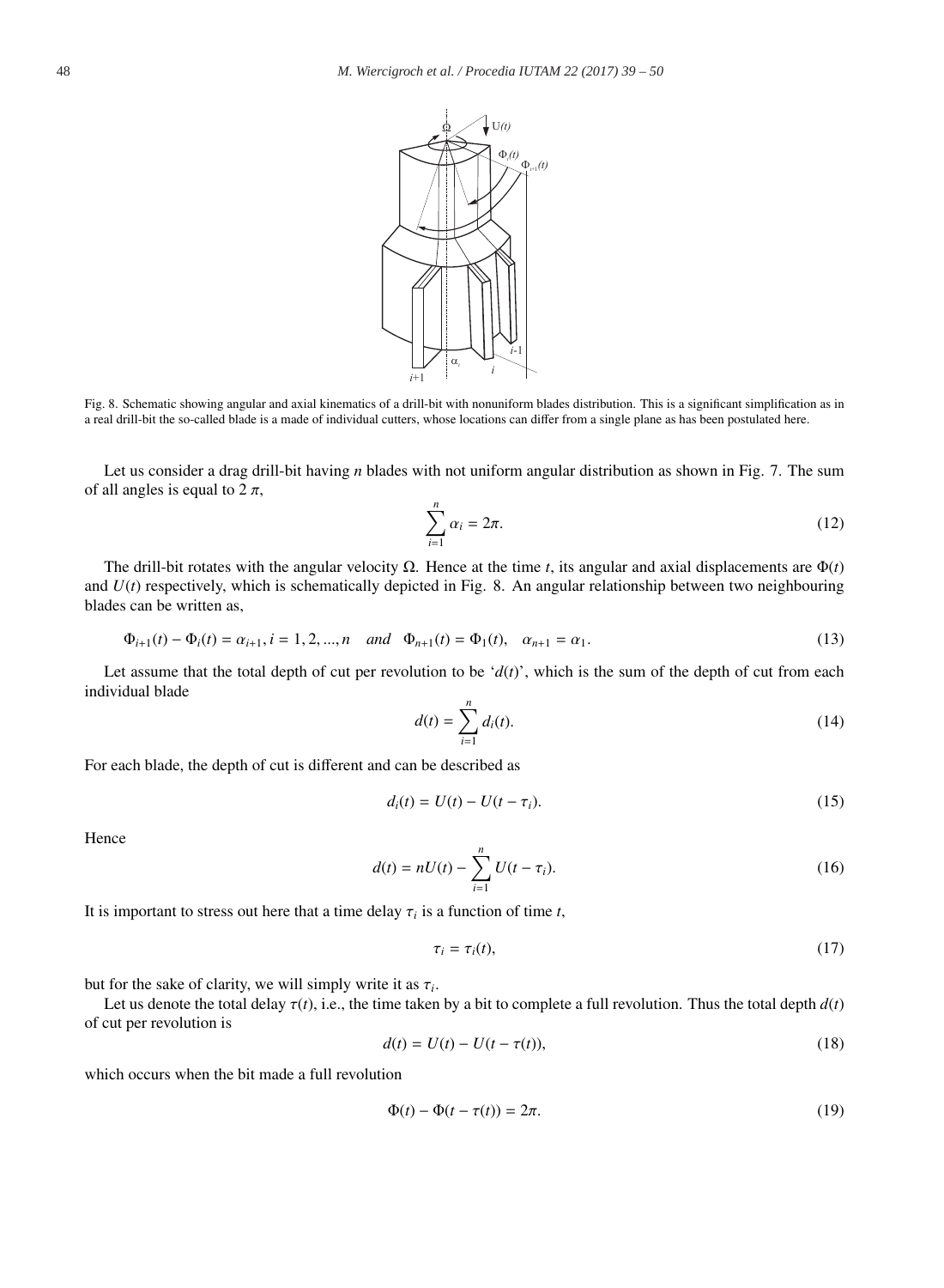Fig. 8. Schematic showing angular and axial kinematics of a drill-bit with nonuniform blades distribution. This is a significant simplification as in a real drill-bit the so-called blade is a made of individual cutters, whose locations can differ from a single plane as has been postulated here.

Let us consider a drag drill-bit having $n$ blades with not uniform angular distribution as shown in Fig. 7. The sum of all angles is equal to $2\pi$,

$$\sum_{i=1}^{n} \alpha_i = 2\pi. \tag{12}$$

The drill-bit rotates with the angular velocity $\Omega$. Hence at the time $t$, its angular and axial displacements are $\Phi(t)$ and $U(t)$ respectively, which is schematically depicted in Fig. 8. An angular relationship between two neighbouring blades can be written as,

$$\Phi_{i+1}(t) - \Phi_i(t) = \alpha_{i+1}, i = 1, 2, ..., n \quad \textit{and} \quad \Phi_{n+1}(t) = \Phi_1(t), \quad \alpha_{n+1} = \alpha_1. \tag{13}$$

Let assume that the total depth of cut per revolution to be '$d(t)$', which is the sum of the depth of cut from each individual blade

$$d(t) = \sum_{i=1}^{n} d_i(t). \tag{14}$$

For each blade, the depth of cut is different and can be described as

$$d_i(t) = U(t) - U(t - \tau_i). \tag{15}$$

Hence

$$d(t) = nU(t) - \sum_{i=1}^{n} U(t - \tau_i). \tag{16}$$

It is important to stress out here that a time delay $\tau_i$ is a function of time $t$,

$$\tau_i = \tau_i(t), \tag{17}$$

but for the sake of clarity, we will simply write it as $\tau_i$.

Let us denote the total delay $\tau(t)$, i.e., the time taken by a bit to complete a full revolution. Thus the total depth $d(t)$ of cut per revolution is

$$d(t) = U(t) - U(t - \tau(t)), \tag{18}$$

which occurs when the bit made a full revolution

$$\Phi(t) - \Phi(t - \tau(t)) = 2\pi. \tag{19}$$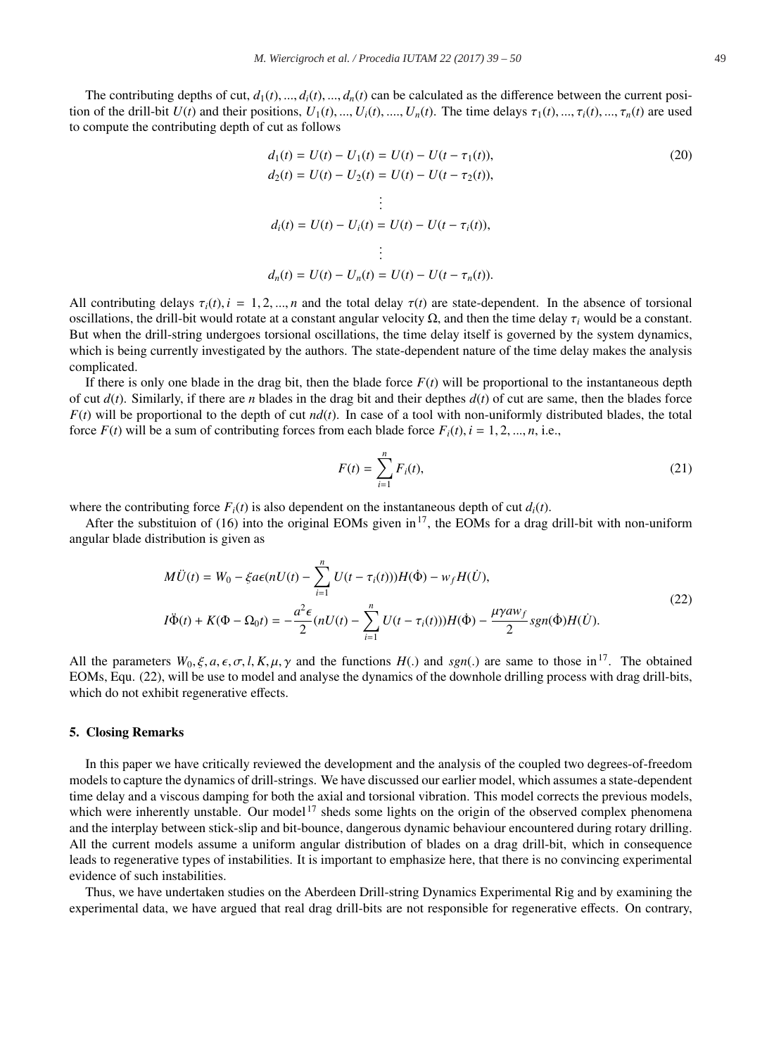The contributing depths of cut, $d_1(t), ..., d_i(t), ..., d_n(t)$ can be calculated as the difference between the current position of the drill-bit $U(t)$ and their positions, $U_1(t), ..., U_i(t), ...., U_n(t)$. The time delays $\tau_1(t), ..., \tau_i(t), ..., \tau_n(t)$ are used to compute the contributing depth of cut as follows

$$
\begin{aligned}
d_1(t) &= U(t) - U_1(t) = U(t) - U(t - \tau_1(t)), \\
d_2(t) &= U(t) - U_2(t) = U(t) - U(t - \tau_2(t)), \\
&\vdots \\
d_i(t) &= U(t) - U_i(t) = U(t) - U(t - \tau_i(t)), \\
&\vdots \\
d_n(t) &= U(t) - U_n(t) = U(t) - U(t - \tau_n(t)).
\end{aligned}
\tag{20}
$$

All contributing delays $\tau_i(t), i = 1, 2, ..., n$ and the total delay $\tau(t)$ are state-dependent. In the absence of torsional oscillations, the drill-bit would rotate at a constant angular velocity $\Omega$, and then the time delay $\tau_i$ would be a constant. But when the drill-string undergoes torsional oscillations, the time delay itself is governed by the system dynamics, which is being currently investigated by the authors. The state-dependent nature of the time delay makes the analysis complicated.

If there is only one blade in the drag bit, then the blade force $F(t)$ will be proportional to the instantaneous depth of cut $d(t)$. Similarly, if there are $n$ blades in the drag bit and their depthes $d(t)$ of cut are same, then the blades force $F(t)$ will be proportional to the depth of cut $nd(t)$. In case of a tool with non-uniformly distributed blades, the total force $F(t)$ will be a sum of contributing forces from each blade force $F_i(t), i = 1, 2, ..., n$, i.e.,

$$
F(t) = \sum_{i=1}^{n} F_i(t), \tag{21}
$$

where the contributing force $F_i(t)$ is also dependent on the instantaneous depth of cut $d_i(t)$.

After the substituion of (16) into the original EOMs given in[17], the EOMs for a drag drill-bit with non-uniform angular blade distribution is given as

$$
\begin{aligned}
M\ddot{U}(t) &= W_0 - \xi a\epsilon\left(nU(t) - \sum_{i=1}^{n} U(t - \tau_i(t))\right)H(\dot{\Phi}) - w_f H(\dot{U}), \\
I\ddot{\Phi}(t) + K(\Phi - \Omega_0 t) &= -\frac{a^2\epsilon}{2}\left(nU(t) - \sum_{i=1}^{n} U(t - \tau_i(t))\right)H(\dot{\Phi}) - \frac{\mu\gamma a w_f}{2} sgn(\dot{\Phi})H(\dot{U}).
\end{aligned}
\tag{22}
$$

All the parameters $W_0, \xi, a, \epsilon, \sigma, l, K, \mu, \gamma$ and the functions $H(.)$ and $sgn(.)$ are same to those in[17]. The obtained EOMs, Equ. (22), will be use to model and analyse the dynamics of the downhole drilling process with drag drill-bits, which do not exhibit regenerative effects.

## 5. Closing Remarks

In this paper we have critically reviewed the development and the analysis of the coupled two degrees-of-freedom models to capture the dynamics of drill-strings. We have discussed our earlier model, which assumes a state-dependent time delay and a viscous damping for both the axial and torsional vibration. This model corrects the previous models, which were inherently unstable. Our model[17] sheds some lights on the origin of the observed complex phenomena and the interplay between stick-slip and bit-bounce, dangerous dynamic behaviour encountered during rotary drilling. All the current models assume a uniform angular distribution of blades on a drag drill-bit, which in consequence leads to regenerative types of instabilities. It is important to emphasize here, that there is no convincing experimental evidence of such instabilities.

Thus, we have undertaken studies on the Aberdeen Drill-string Dynamics Experimental Rig and by examining the experimental data, we have argued that real drag drill-bits are not responsible for regenerative effects. On contrary,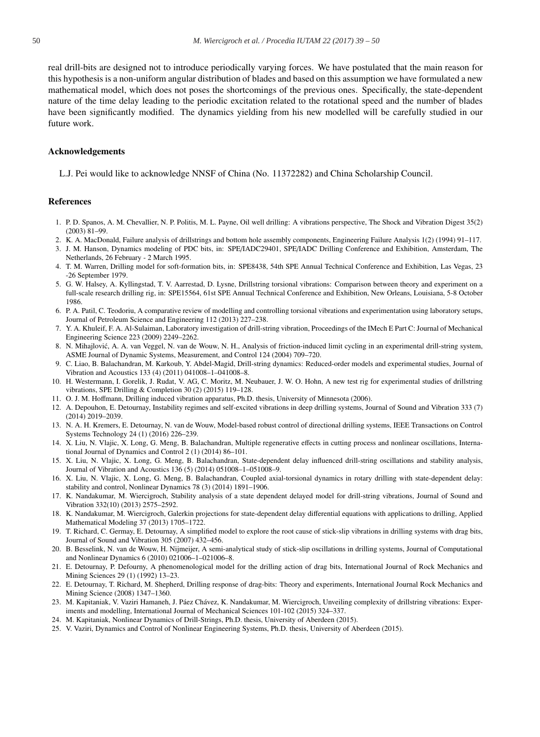real drill-bits are designed not to introduce periodically varying forces. We have postulated that the main reason for this hypothesis is a non-uniform angular distribution of blades and based on this assumption we have formulated a new mathematical model, which does not poses the shortcomings of the previous ones. Specifically, the state-dependent nature of the time delay leading to the periodic excitation related to the rotational speed and the number of blades have been significantly modified. The dynamics yielding from his new modelled will be carefully studied in our future work.

## Acknowledgements

L.J. Pei would like to acknowledge NNSF of China (No. 11372282) and China Scholarship Council.

## References

1. P. D. Spanos, A. M. Chevallier, N. P. Politis, M. L. Payne, Oil well drilling: A vibrations perspective, The Shock and Vibration Digest 35(2) (2003) 81–99.
2. K. A. MacDonald, Failure analysis of drillstrings and bottom hole assembly components, Engineering Failure Analysis 1(2) (1994) 91–117.
3. J. M. Hanson, Dynamics modeling of PDC bits, in: SPE/IADC29401, SPE/IADC Drilling Conference and Exhibition, Amsterdam, The Netherlands, 26 February - 2 March 1995.
4. T. M. Warren, Drilling model for soft-formation bits, in: SPE8438, 54th SPE Annual Technical Conference and Exhibition, Las Vegas, 23 -26 September 1979.
5. G. W. Halsey, A. Kyllingstad, T. V. Aarrestad, D. Lysne, Drillstring torsional vibrations: Comparison between theory and experiment on a full-scale research drilling rig, in: SPE15564, 61st SPE Annual Technical Conference and Exhibition, New Orleans, Louisiana, 5-8 October 1986.
6. P. A. Patil, C. Teodoriu, A comparative review of modelling and controlling torsional vibrations and experimentation using laboratory setups, Journal of Petroleum Science and Engineering 112 (2013) 227–238.
7. Y. A. Khuleif, F. A. Al-Sulaiman, Laboratory investigation of drill-string vibration, Proceedings of the IMech E Part C: Journal of Mechanical Engineering Science 223 (2009) 2249–2262.
8. N. Mihajlović, A. A. van Veggel, N. van de Wouw, N. H., Analysis of friction-induced limit cycling in an experimental drill-string system, ASME Journal of Dynamic Systems, Measurement, and Control 124 (2004) 709–720.
9. C. Liao, B. Balachandran, M. Karkoub, Y. Abdel-Magid, Drill-string dynamics: Reduced-order models and experimental studies, Journal of Vibration and Acoustics 133 (4) (2011) 041008–1–041008–8.
10. H. Westermann, I. Gorelik, J. Rudat, V. AG, C. Moritz, M. Neubauer, J. W. O. Hohn, A new test rig for experimental studies of drillstring vibrations, SPE Drilling & Completion 30 (2) (2015) 119–128.
11. O. J. M. Hoffmann, Drilling induced vibration apparatus, Ph.D. thesis, University of Minnesota (2006).
12. A. Depouhon, E. Detournay, Instability regimes and self-excited vibrations in deep drilling systems, Journal of Sound and Vibration 333 (7) (2014) 2019–2039.
13. N. A. H. Kremers, E. Detournay, N. van de Wouw, Model-based robust control of directional drilling systems, IEEE Transactions on Control Systems Technology 24 (1) (2016) 226–239.
14. X. Liu, N. Vlajic, X. Long, G. Meng, B. Balachandran, Multiple regenerative effects in cutting process and nonlinear oscillations, International Journal of Dynamics and Control 2 (1) (2014) 86–101.
15. X. Liu, N. Vlajic, X. Long, G. Meng, B. Balachandran, State-dependent delay influenced drill-string oscillations and stability analysis, Journal of Vibration and Acoustics 136 (5) (2014) 051008–1–051008–9.
16. X. Liu, N. Vlajic, X. Long, G. Meng, B. Balachandran, Coupled axial-torsional dynamics in rotary drilling with state-dependent delay: stability and control, Nonlinear Dynamics 78 (3) (2014) 1891–1906.
17. K. Nandakumar, M. Wiercigroch, Stability analysis of a state dependent delayed model for drill-string vibrations, Journal of Sound and Vibration 332(10) (2013) 2575–2592.
18. K. Nandakumar, M. Wiercigroch, Galerkin projections for state-dependent delay differential equations with applications to drilling, Applied Mathematical Modeling 37 (2013) 1705–1722.
19. T. Richard, C. Germay, E. Detournay, A simplified model to explore the root cause of stick-slip vibrations in drilling systems with drag bits, Journal of Sound and Vibration 305 (2007) 432–456.
20. B. Besselink, N. van de Wouw, H. Nijmeijer, A semi-analytical study of stick-slip oscillations in drilling systems, Journal of Computational and Nonlinear Dynamics 6 (2010) 021006–1–021006–8.
21. E. Detournay, P. Defourny, A phenomenological model for the drilling action of drag bits, International Journal of Rock Mechanics and Mining Sciences 29 (1) (1992) 13–23.
22. E. Detournay, T. Richard, M. Shepherd, Drilling response of drag-bits: Theory and experiments, International Journal Rock Mechanics and Mining Science (2008) 1347–1360.
23. M. Kapitaniak, V. Vaziri Hamaneh, J. Páez Chávez, K. Nandakumar, M. Wiercigroch, Unveiling complexity of drillstring vibrations: Experiments and modelling, International Journal of Mechanical Sciences 101-102 (2015) 324–337.
24. M. Kapitaniak, Nonlinear Dynamics of Drill-Strings, Ph.D. thesis, University of Aberdeen (2015).
25. V. Vaziri, Dynamics and Control of Nonlinear Engineering Systems, Ph.D. thesis, University of Aberdeen (2015).